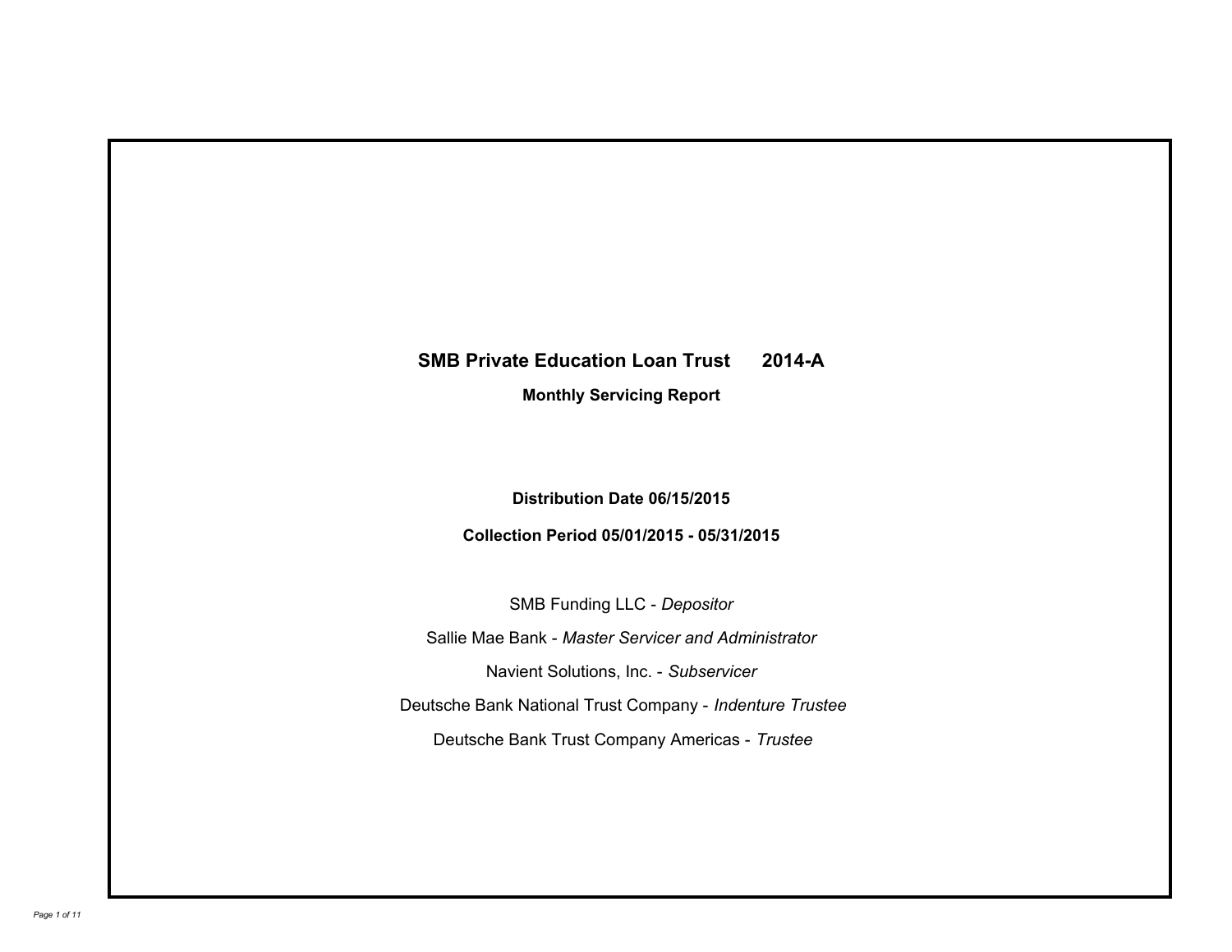# SMB Private Education Loan Trust 2014-A

## Monthly Servicing Report

**Distribution Date 06/15/2015**

**Collection Period 05/01/2015 - 05/31/2015**

SMB Funding LLC - *Depositor*

Sallie Mae Bank - *Master Servicer and Administrator*

Navient Solutions, Inc. - *Subservicer*

Deutsche Bank National Trust Company - *Indenture Trustee*

Deutsche Bank Trust Company Americas - *Trustee*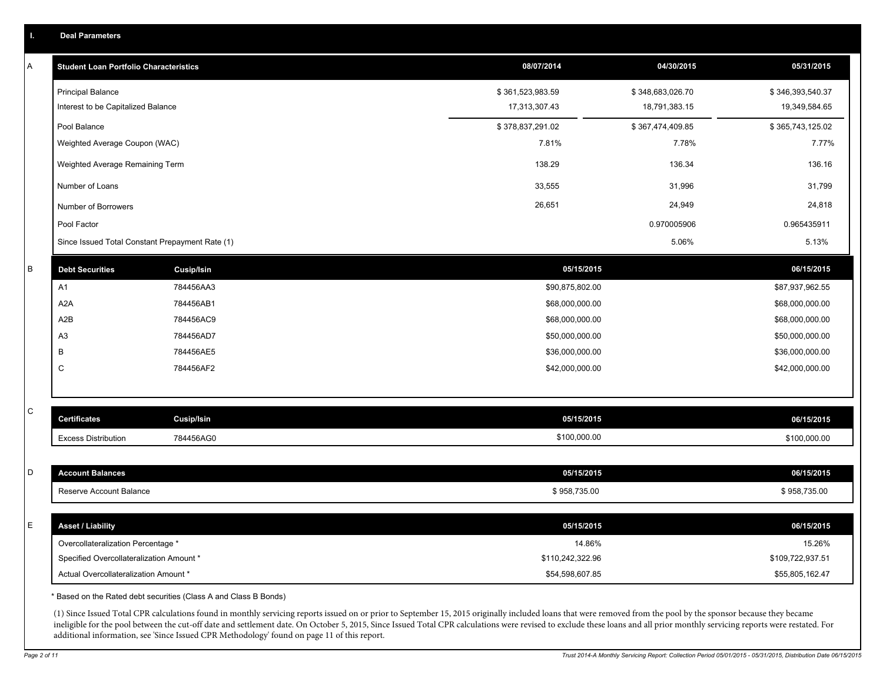## I. Deal Parameters

### A

| Student Loan Portfolio Characteristics | 08/07/2014 | 04/30/2015 | 05/31/2015 |
|---|---|---|---|
| Principal Balance | $ 361,523,983.59 | $ 348,683,026.70 | $ 346,393,540.37 |
| Interest to be Capitalized Balance | 17,313,307.43 | 18,791,383.15 | 19,349,584.65 |
| Pool Balance | $ 378,837,291.02 | $ 367,474,409.85 | $ 365,743,125.02 |
| Weighted Average Coupon (WAC) | 7.81% | 7.78% | 7.77% |
| Weighted Average Remaining Term | 138.29 | 136.34 | 136.16 |
| Number of Loans | 33,555 | 31,996 | 31,799 |
| Number of Borrowers | 26,651 | 24,949 | 24,818 |
| Pool Factor | | 0.970005906 | 0.965435911 |
| Since Issued Total Constant Prepayment Rate (1) | | 5.06% | 5.13% |

### B

| Debt Securities | Cusip/Isin | 05/15/2015 | 06/15/2015 |
|---|---|---|---|
| A1 | 784456AA3 | $90,875,802.00 | $87,937,962.55 |
| A2A | 784456AB1 | $68,000,000.00 | $68,000,000.00 |
| A2B | 784456AC9 | $68,000,000.00 | $68,000,000.00 |
| A3 | 784456AD7 | $50,000,000.00 | $50,000,000.00 |
| B | 784456AE5 | $36,000,000.00 | $36,000,000.00 |
| C | 784456AF2 | $42,000,000.00 | $42,000,000.00 |

### C

| Certificates | Cusip/Isin | 05/15/2015 | 06/15/2015 |
|---|---|---|---|
| Excess Distribution | 784456AG0 | $100,000.00 | $100,000.00 |

### D

| Account Balances | 05/15/2015 | 06/15/2015 |
|---|---|---|
| Reserve Account Balance | $ 958,735.00 | $ 958,735.00 |

### E

| Asset / Liability | 05/15/2015 | 06/15/2015 |
|---|---|---|
| Overcollateralization Percentage * | 14.86% | 15.26% |
| Specified Overcollateralization Amount * | $110,242,322.96 | $109,722,937.51 |
| Actual Overcollateralization Amount * | $54,598,607.85 | $55,805,162.47 |

* Based on the Rated debt securities (Class A and Class B Bonds)

(1) Since Issued Total CPR calculations found in monthly servicing reports issued on or prior to September 15, 2015 originally included loans that were removed from the pool by the sponsor because they became ineligible for the pool between the cut-off date and settlement date. On October 5, 2015, Since Issued Total CPR calculations were revised to exclude these loans and all prior monthly servicing reports were restated. For additional information, see 'Since Issued CPR Methodology' found on page 11 of this report.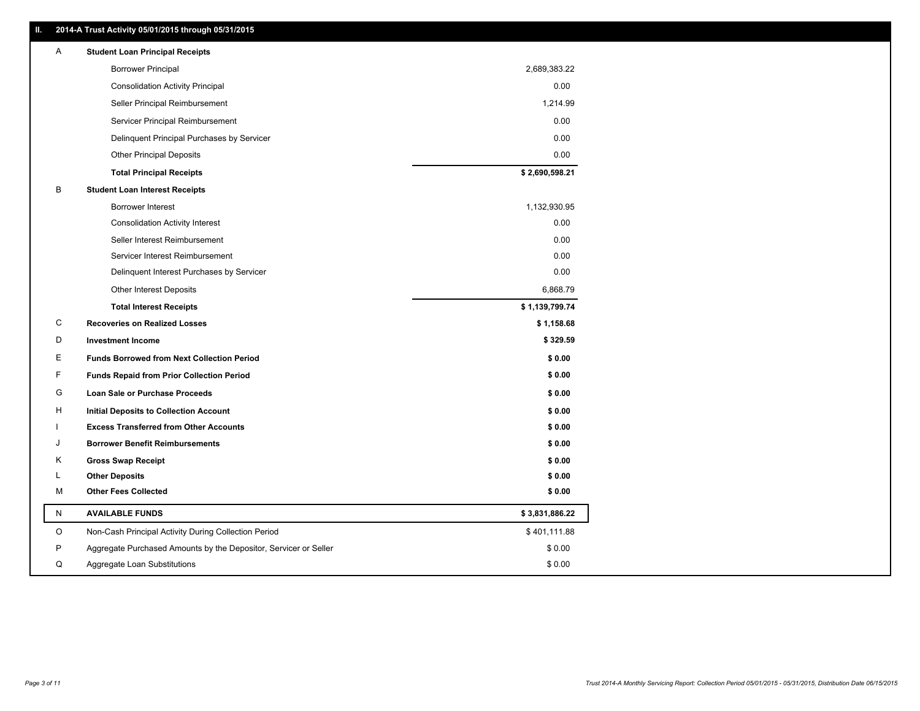## II. 2014-A Trust Activity 05/01/2015 through 05/31/2015

| | | |
|---|---|---|
| A | **Student Loan Principal Receipts** | |
| | Borrower Principal | 2,689,383.22 |
| | Consolidation Activity Principal | 0.00 |
| | Seller Principal Reimbursement | 1,214.99 |
| | Servicer Principal Reimbursement | 0.00 |
| | Delinquent Principal Purchases by Servicer | 0.00 |
| | Other Principal Deposits | 0.00 |
| | **Total Principal Receipts** | **$ 2,690,598.21** |
| B | **Student Loan Interest Receipts** | |
| | Borrower Interest | 1,132,930.95 |
| | Consolidation Activity Interest | 0.00 |
| | Seller Interest Reimbursement | 0.00 |
| | Servicer Interest Reimbursement | 0.00 |
| | Delinquent Interest Purchases by Servicer | 0.00 |
| | Other Interest Deposits | 6,868.79 |
| | **Total Interest Receipts** | **$ 1,139,799.74** |
| C | **Recoveries on Realized Losses** | **$ 1,158.68** |
| D | **Investment Income** | **$ 329.59** |
| E | **Funds Borrowed from Next Collection Period** | **$ 0.00** |
| F | **Funds Repaid from Prior Collection Period** | **$ 0.00** |
| G | **Loan Sale or Purchase Proceeds** | **$ 0.00** |
| H | **Initial Deposits to Collection Account** | **$ 0.00** |
| I | **Excess Transferred from Other Accounts** | **$ 0.00** |
| J | **Borrower Benefit Reimbursements** | **$ 0.00** |
| K | **Gross Swap Receipt** | **$ 0.00** |
| L | **Other Deposits** | **$ 0.00** |
| M | **Other Fees Collected** | **$ 0.00** |
| N | **AVAILABLE FUNDS** | **$ 3,831,886.22** |
| O | Non-Cash Principal Activity During Collection Period | $ 401,111.88 |
| P | Aggregate Purchased Amounts by the Depositor, Servicer or Seller | $ 0.00 |
| Q | Aggregate Loan Substitutions | $ 0.00 |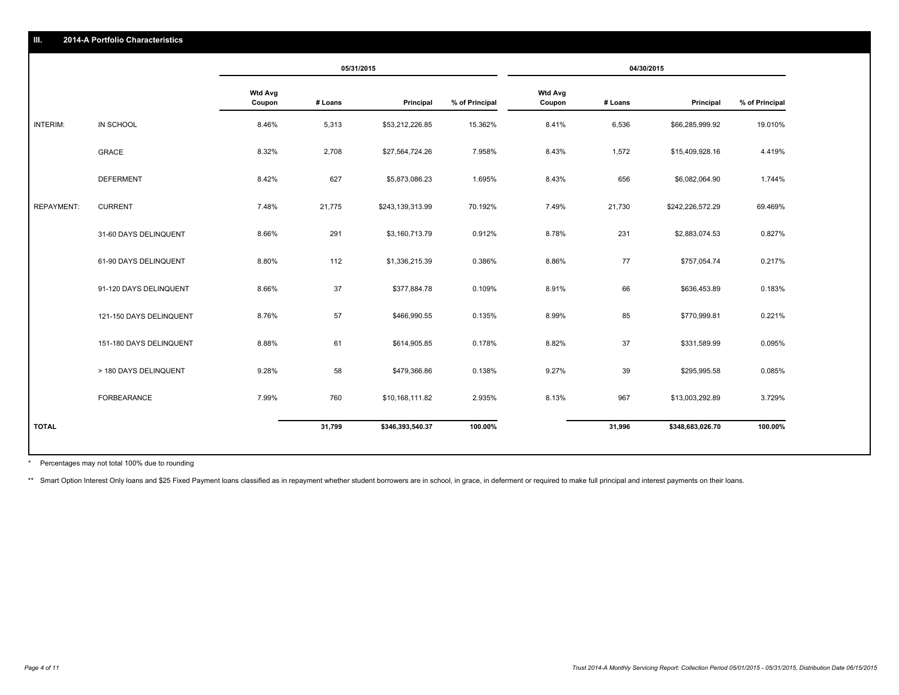## III. 2014-A Portfolio Characteristics

| | | 05/31/2015 | | | | 04/30/2015 | | | |
|---|---|---|---|---|---|---|---|---|---|
| | | Wtd Avg Coupon | # Loans | Principal | % of Principal | Wtd Avg Coupon | # Loans | Principal | % of Principal |
| INTERIM: | IN SCHOOL | 8.46% | 5,313 | $53,212,226.85 | 15.362% | 8.41% | 6,536 | $66,285,999.92 | 19.010% |
| | GRACE | 8.32% | 2,708 | $27,564,724.26 | 7.958% | 8.43% | 1,572 | $15,409,928.16 | 4.419% |
| | DEFERMENT | 8.42% | 627 | $5,873,086.23 | 1.695% | 8.43% | 656 | $6,082,064.90 | 1.744% |
| REPAYMENT: | CURRENT | 7.48% | 21,775 | $243,139,313.99 | 70.192% | 7.49% | 21,730 | $242,226,572.29 | 69.469% |
| | 31-60 DAYS DELINQUENT | 8.66% | 291 | $3,160,713.79 | 0.912% | 8.78% | 231 | $2,883,074.53 | 0.827% |
| | 61-90 DAYS DELINQUENT | 8.80% | 112 | $1,336,215.39 | 0.386% | 8.86% | 77 | $757,054.74 | 0.217% |
| | 91-120 DAYS DELINQUENT | 8.66% | 37 | $377,884.78 | 0.109% | 8.91% | 66 | $636,453.89 | 0.183% |
| | 121-150 DAYS DELINQUENT | 8.76% | 57 | $466,990.55 | 0.135% | 8.99% | 85 | $770,999.81 | 0.221% |
| | 151-180 DAYS DELINQUENT | 8.88% | 61 | $614,905.85 | 0.178% | 8.82% | 37 | $331,589.99 | 0.095% |
| | > 180 DAYS DELINQUENT | 9.28% | 58 | $479,366.86 | 0.138% | 9.27% | 39 | $295,995.58 | 0.085% |
| | FORBEARANCE | 7.99% | 760 | $10,168,111.82 | 2.935% | 8.13% | 967 | $13,003,292.89 | 3.729% |
| **TOTAL** | | | **31,799** | **$346,393,540.37** | **100.00%** | | **31,996** | **$348,683,026.70** | **100.00%** |

\* Percentages may not total 100% due to rounding

\*\* Smart Option Interest Only loans and $25 Fixed Payment loans classified as in repayment whether student borrowers are in school, in grace, in deferment or required to make full principal and interest payments on their loans.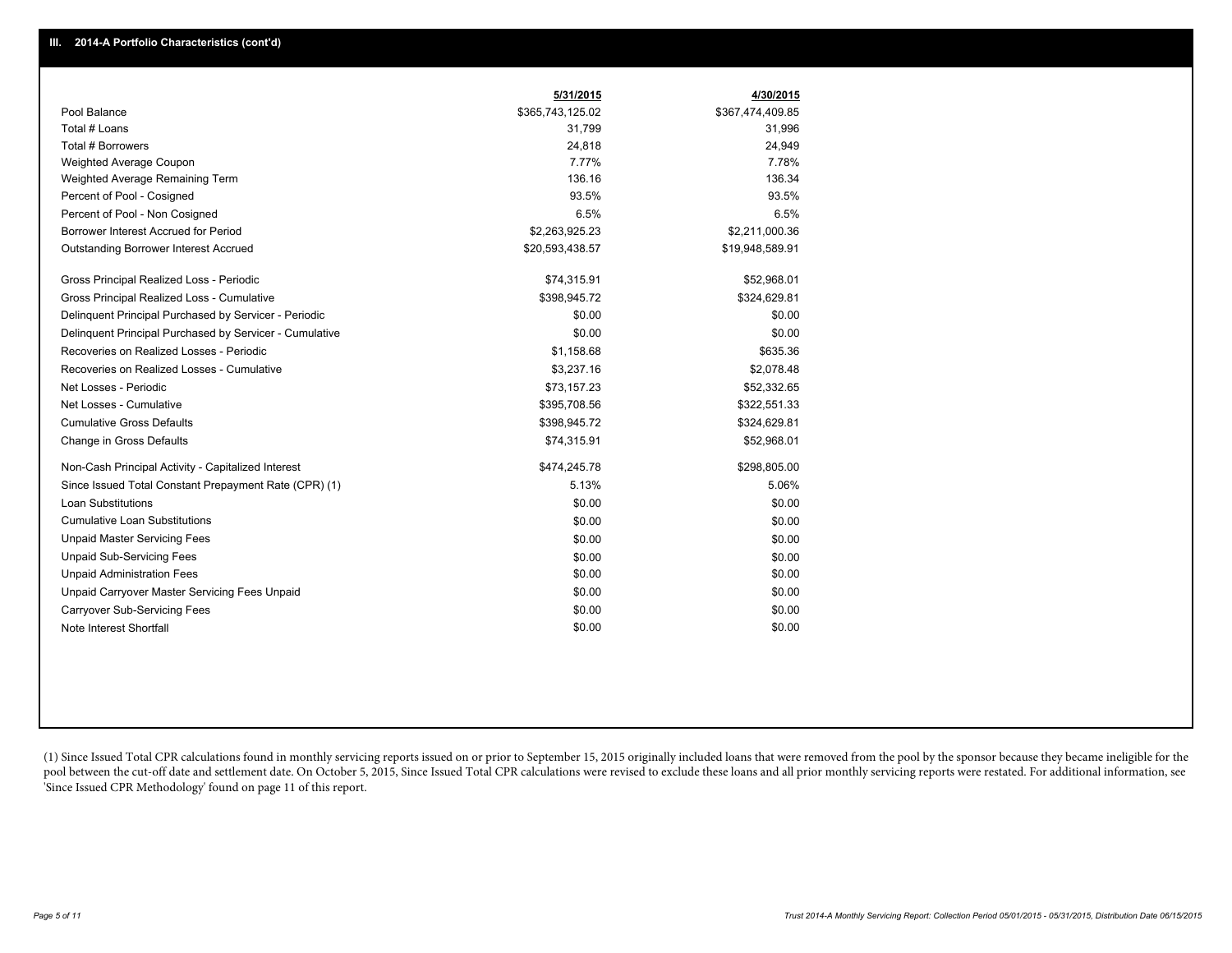## III. 2014-A Portfolio Characteristics (cont'd)

| | 5/31/2015 | 4/30/2015 |
|---|---|---|
| Pool Balance | $365,743,125.02 | $367,474,409.85 |
| Total # Loans | 31,799 | 31,996 |
| Total # Borrowers | 24,818 | 24,949 |
| Weighted Average Coupon | 7.77% | 7.78% |
| Weighted Average Remaining Term | 136.16 | 136.34 |
| Percent of Pool - Cosigned | 93.5% | 93.5% |
| Percent of Pool - Non Cosigned | 6.5% | 6.5% |
| Borrower Interest Accrued for Period | $2,263,925.23 | $2,211,000.36 |
| Outstanding Borrower Interest Accrued | $20,593,438.57 | $19,948,589.91 |
| Gross Principal Realized Loss - Periodic | $74,315.91 | $52,968.01 |
| Gross Principal Realized Loss - Cumulative | $398,945.72 | $324,629.81 |
| Delinquent Principal Purchased by Servicer - Periodic | $0.00 | $0.00 |
| Delinquent Principal Purchased by Servicer - Cumulative | $0.00 | $0.00 |
| Recoveries on Realized Losses - Periodic | $1,158.68 | $635.36 |
| Recoveries on Realized Losses - Cumulative | $3,237.16 | $2,078.48 |
| Net Losses - Periodic | $73,157.23 | $52,332.65 |
| Net Losses - Cumulative | $395,708.56 | $322,551.33 |
| Cumulative Gross Defaults | $398,945.72 | $324,629.81 |
| Change in Gross Defaults | $74,315.91 | $52,968.01 |
| Non-Cash Principal Activity - Capitalized Interest | $474,245.78 | $298,805.00 |
| Since Issued Total Constant Prepayment Rate (CPR) (1) | 5.13% | 5.06% |
| Loan Substitutions | $0.00 | $0.00 |
| Cumulative Loan Substitutions | $0.00 | $0.00 |
| Unpaid Master Servicing Fees | $0.00 | $0.00 |
| Unpaid Sub-Servicing Fees | $0.00 | $0.00 |
| Unpaid Administration Fees | $0.00 | $0.00 |
| Unpaid Carryover Master Servicing Fees Unpaid | $0.00 | $0.00 |
| Carryover Sub-Servicing Fees | $0.00 | $0.00 |
| Note Interest Shortfall | $0.00 | $0.00 |

(1) Since Issued Total CPR calculations found in monthly servicing reports issued on or prior to September 15, 2015 originally included loans that were removed from the pool by the sponsor because they became ineligible for the pool between the cut-off date and settlement date. On October 5, 2015, Since Issued Total CPR calculations were revised to exclude these loans and all prior monthly servicing reports were restated. For additional information, see 'Since Issued CPR Methodology' found on page 11 of this report.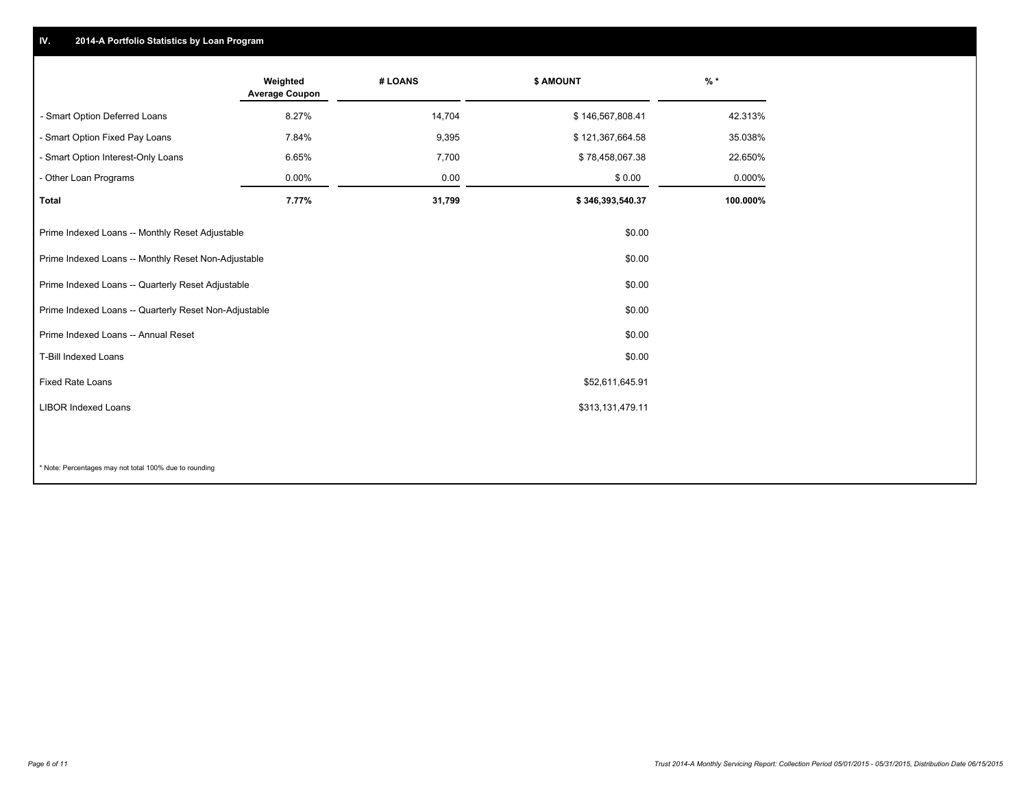## IV. 2014-A Portfolio Statistics by Loan Program

| | Weighted Average Coupon | # LOANS | $ AMOUNT | % * |
|---|---|---|---|---|
| - Smart Option Deferred Loans | 8.27% | 14,704 | $ 146,567,808.41 | 42.313% |
| - Smart Option Fixed Pay Loans | 7.84% | 9,395 | $ 121,367,664.58 | 35.038% |
| - Smart Option Interest-Only Loans | 6.65% | 7,700 | $ 78,458,067.38 | 22.650% |
| - Other Loan Programs | 0.00% | 0.00 | $ 0.00 | 0.000% |
| **Total** | **7.77%** | **31,799** | **$ 346,393,540.37** | **100.000%** |

| | $ AMOUNT |
|---|---|
| Prime Indexed Loans -- Monthly Reset Adjustable | $0.00 |
| Prime Indexed Loans -- Monthly Reset Non-Adjustable | $0.00 |
| Prime Indexed Loans -- Quarterly Reset Adjustable | $0.00 |
| Prime Indexed Loans -- Quarterly Reset Non-Adjustable | $0.00 |
| Prime Indexed Loans -- Annual Reset | $0.00 |
| T-Bill Indexed Loans | $0.00 |
| Fixed Rate Loans | $52,611,645.91 |
| LIBOR Indexed Loans | $313,131,479.11 |

* Note: Percentages may not total 100% due to rounding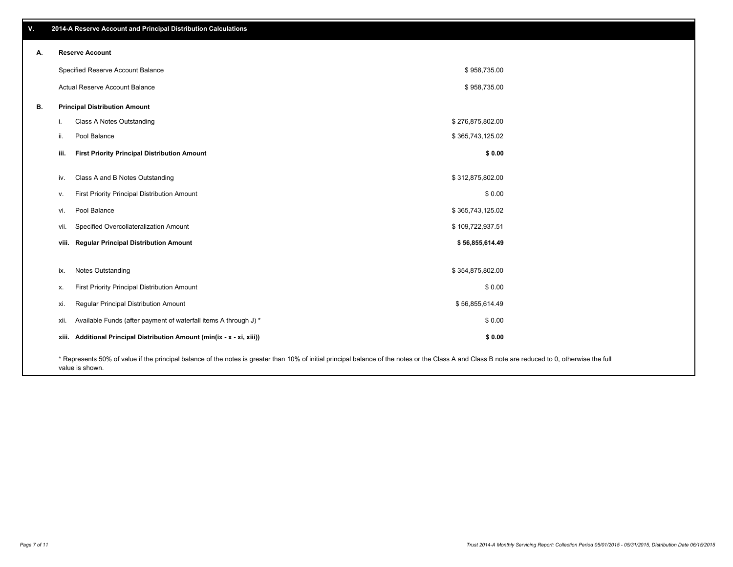## V. 2014-A Reserve Account and Principal Distribution Calculations

| | | | |
|---|---|---|---|
| **A.** | **Reserve Account** | | |
| | Specified Reserve Account Balance | | $ 958,735.00 |
| | Actual Reserve Account Balance | | $ 958,735.00 |
| **B.** | **Principal Distribution Amount** | | |
| | i. | Class A Notes Outstanding | $ 276,875,802.00 |
| | ii. | Pool Balance | $ 365,743,125.02 |
| | **iii.** | **First Priority Principal Distribution Amount** | **$ 0.00** |
| | iv. | Class A and B Notes Outstanding | $ 312,875,802.00 |
| | v. | First Priority Principal Distribution Amount | $ 0.00 |
| | vi. | Pool Balance | $ 365,743,125.02 |
| | vii. | Specified Overcollateralization Amount | $ 109,722,937.51 |
| | **viii.** | **Regular Principal Distribution Amount** | **$ 56,855,614.49** |
| | ix. | Notes Outstanding | $ 354,875,802.00 |
| | x. | First Priority Principal Distribution Amount | $ 0.00 |
| | xi. | Regular Principal Distribution Amount | $ 56,855,614.49 |
| | xii. | Available Funds (after payment of waterfall items A through J) * | $ 0.00 |
| | **xiii.** | **Additional Principal Distribution Amount (min(ix - x - xi, xiii))** | **$ 0.00** |

* Represents 50% of value if the principal balance of the notes is greater than 10% of initial principal balance of the notes or the Class A and Class B note are reduced to 0, otherwise the full value is shown.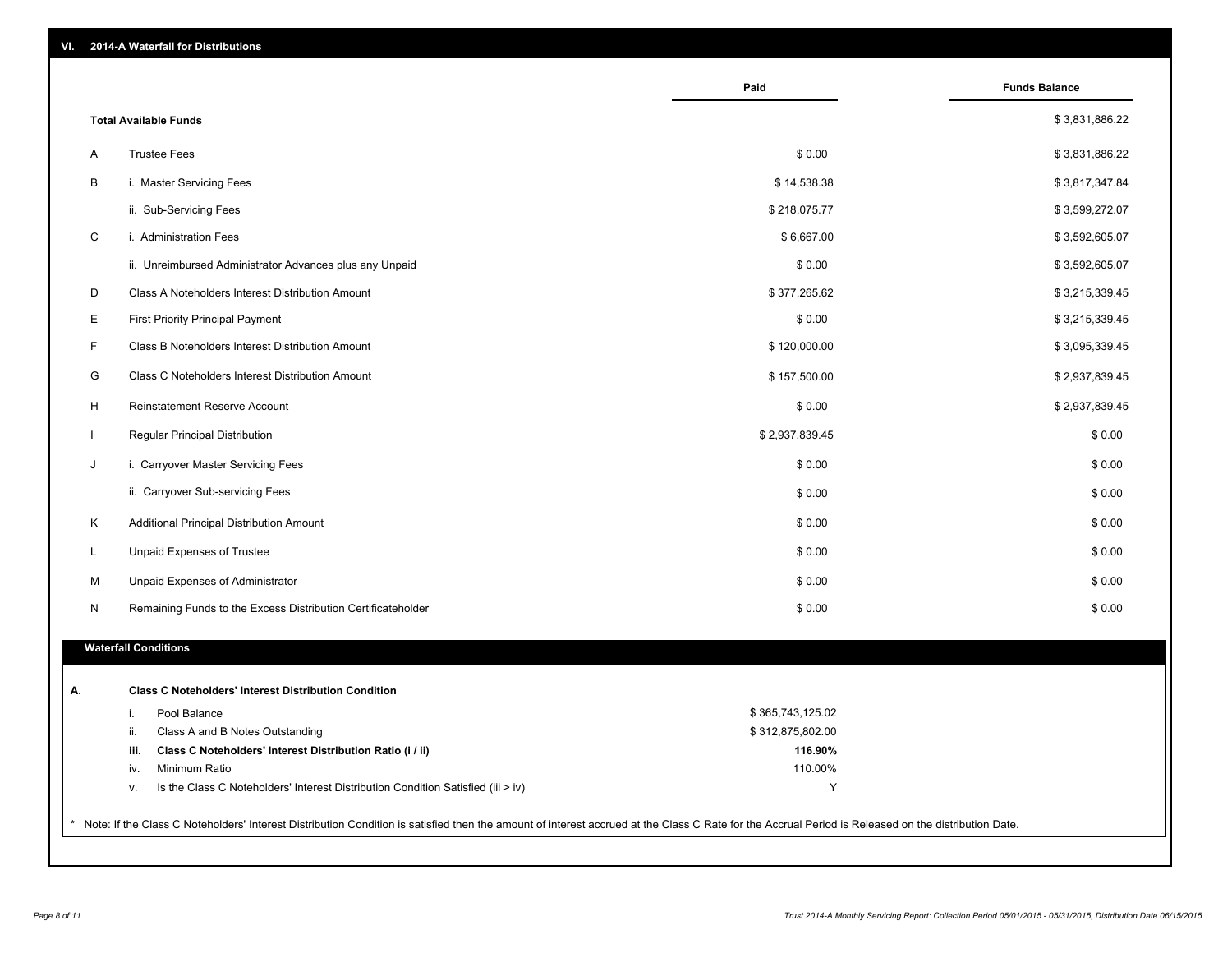## VI. 2014-A Waterfall for Distributions

| | | Paid | Funds Balance |
|---|---|---|---|
| | **Total Available Funds** | | $ 3,831,886.22 |
| A | Trustee Fees | $ 0.00 | $ 3,831,886.22 |
| B | i. Master Servicing Fees | $ 14,538.38 | $ 3,817,347.84 |
| | ii. Sub-Servicing Fees | $ 218,075.77 | $ 3,599,272.07 |
| C | i. Administration Fees | $ 6,667.00 | $ 3,592,605.07 |
| | ii. Unreimbursed Administrator Advances plus any Unpaid | $ 0.00 | $ 3,592,605.07 |
| D | Class A Noteholders Interest Distribution Amount | $ 377,265.62 | $ 3,215,339.45 |
| E | First Priority Principal Payment | $ 0.00 | $ 3,215,339.45 |
| F | Class B Noteholders Interest Distribution Amount | $ 120,000.00 | $ 3,095,339.45 |
| G | Class C Noteholders Interest Distribution Amount | $ 157,500.00 | $ 2,937,839.45 |
| H | Reinstatement Reserve Account | $ 0.00 | $ 2,937,839.45 |
| I | Regular Principal Distribution | $ 2,937,839.45 | $ 0.00 |
| J | i. Carryover Master Servicing Fees | $ 0.00 | $ 0.00 |
| | ii. Carryover Sub-servicing Fees | $ 0.00 | $ 0.00 |
| K | Additional Principal Distribution Amount | $ 0.00 | $ 0.00 |
| L | Unpaid Expenses of Trustee | $ 0.00 | $ 0.00 |
| M | Unpaid Expenses of Administrator | $ 0.00 | $ 0.00 |
| N | Remaining Funds to the Excess Distribution Certificateholder | $ 0.00 | $ 0.00 |

### Waterfall Conditions

| | | |
|---|---|---|
| **A.** | **Class C Noteholders' Interest Distribution Condition** | |
| i. | Pool Balance | $ 365,743,125.02 |
| ii. | Class A and B Notes Outstanding | $ 312,875,802.00 |
| **iii.** | **Class C Noteholders' Interest Distribution Ratio (i / ii)** | **116.90%** |
| iv. | Minimum Ratio | 110.00% |
| v. | Is the Class C Noteholders' Interest Distribution Condition Satisfied (iii > iv) | Y |

* Note: If the Class C Noteholders' Interest Distribution Condition is satisfied then the amount of interest accrued at the Class C Rate for the Accrual Period is Released on the distribution Date.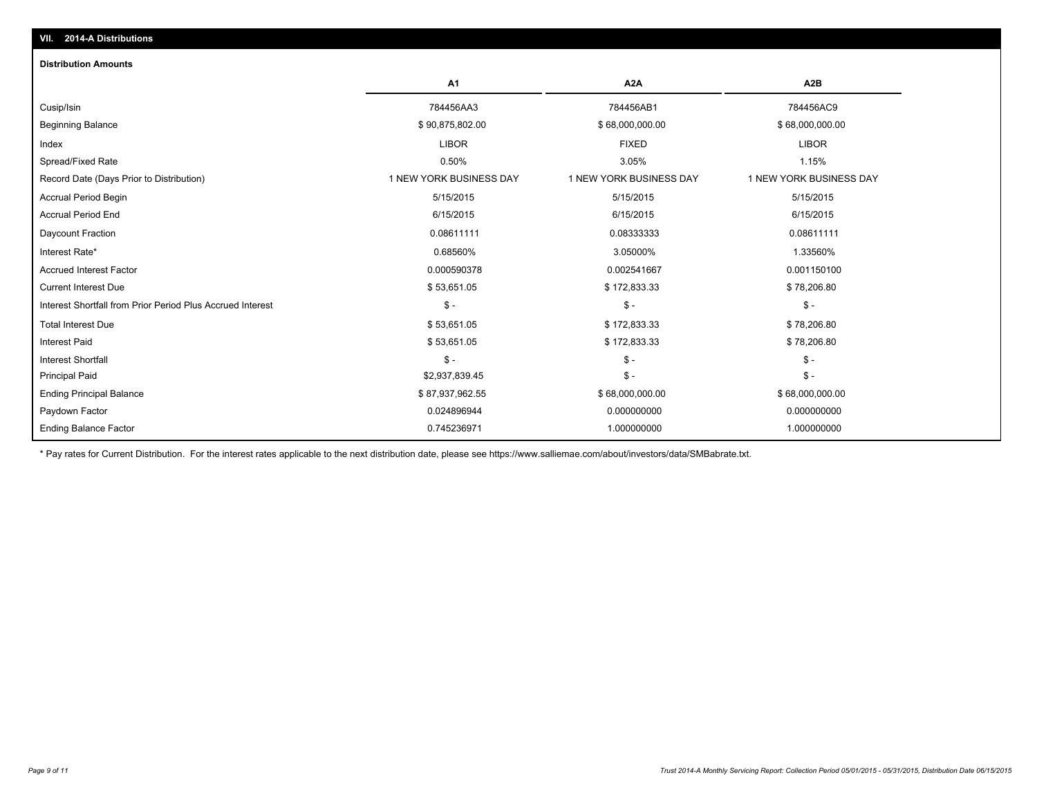## VII. 2014-A Distributions

**Distribution Amounts**

| | A1 | A2A | A2B |
|---|---|---|---|
| Cusip/Isin | 784456AA3 | 784456AB1 | 784456AC9 |
| Beginning Balance | $ 90,875,802.00 | $ 68,000,000.00 | $ 68,000,000.00 |
| Index | LIBOR | FIXED | LIBOR |
| Spread/Fixed Rate | 0.50% | 3.05% | 1.15% |
| Record Date (Days Prior to Distribution) | 1 NEW YORK BUSINESS DAY | 1 NEW YORK BUSINESS DAY | 1 NEW YORK BUSINESS DAY |
| Accrual Period Begin | 5/15/2015 | 5/15/2015 | 5/15/2015 |
| Accrual Period End | 6/15/2015 | 6/15/2015 | 6/15/2015 |
| Daycount Fraction | 0.08611111 | 0.08333333 | 0.08611111 |
| Interest Rate* | 0.68560% | 3.05000% | 1.33560% |
| Accrued Interest Factor | 0.000590378 | 0.002541667 | 0.001150100 |
| Current Interest Due | $ 53,651.05 | $ 172,833.33 | $ 78,206.80 |
| Interest Shortfall from Prior Period Plus Accrued Interest | $ - | $ - | $ - |
| Total Interest Due | $ 53,651.05 | $ 172,833.33 | $ 78,206.80 |
| Interest Paid | $ 53,651.05 | $ 172,833.33 | $ 78,206.80 |
| Interest Shortfall | $ - | $ - | $ - |
| Principal Paid | $2,937,839.45 | $ - | $ - |
| Ending Principal Balance | $ 87,937,962.55 | $ 68,000,000.00 | $ 68,000,000.00 |
| Paydown Factor | 0.024896944 | 0.000000000 | 0.000000000 |
| Ending Balance Factor | 0.745236971 | 1.000000000 | 1.000000000 |

* Pay rates for Current Distribution. For the interest rates applicable to the next distribution date, please see https://www.salliemae.com/about/investors/data/SMBabrate.txt.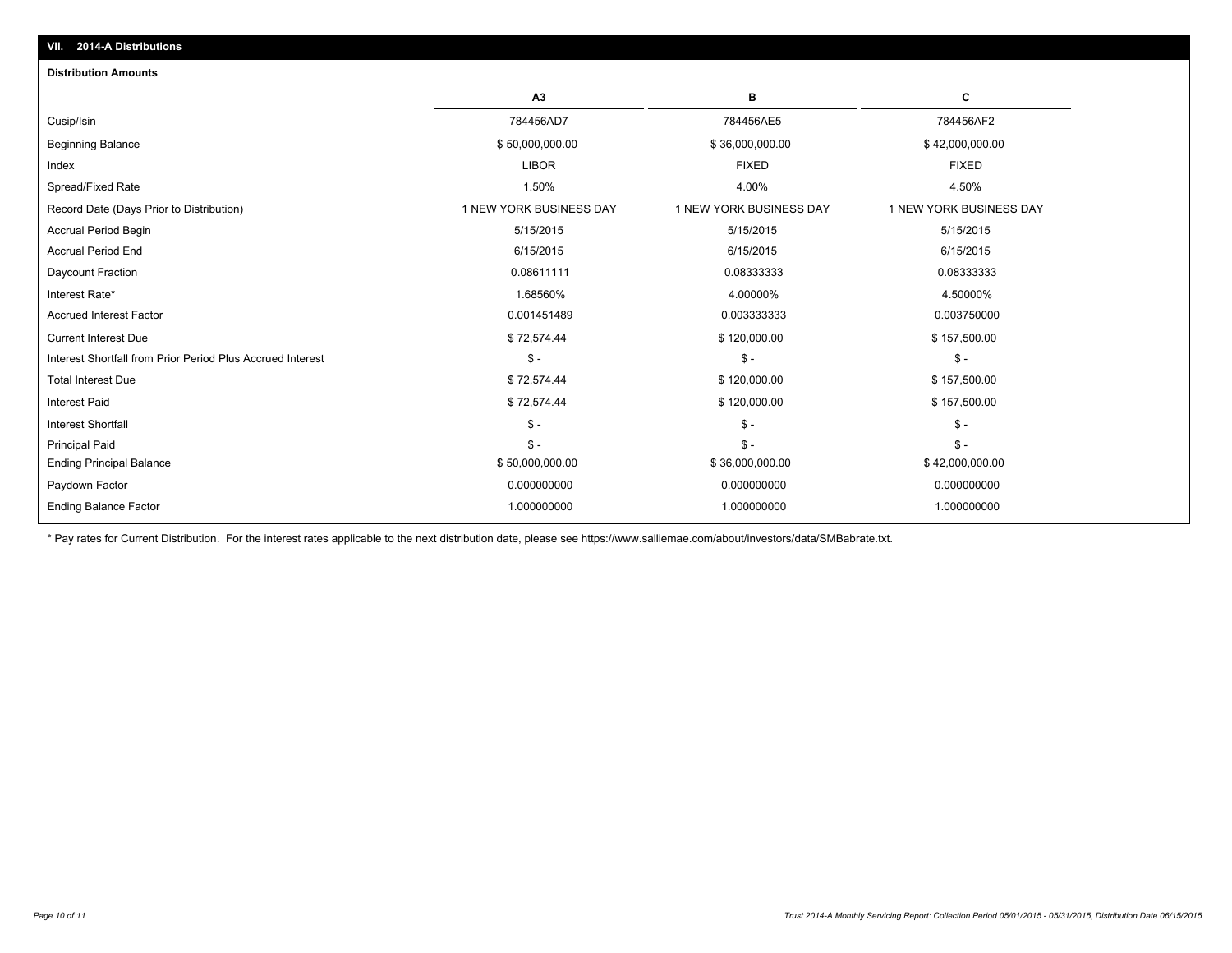## VII. 2014-A Distributions

### Distribution Amounts

| | A3 | B | C |
|---|---|---|---|
| Cusip/Isin | 784456AD7 | 784456AE5 | 784456AF2 |
| Beginning Balance | $ 50,000,000.00 | $ 36,000,000.00 | $ 42,000,000.00 |
| Index | LIBOR | FIXED | FIXED |
| Spread/Fixed Rate | 1.50% | 4.00% | 4.50% |
| Record Date (Days Prior to Distribution) | 1 NEW YORK BUSINESS DAY | 1 NEW YORK BUSINESS DAY | 1 NEW YORK BUSINESS DAY |
| Accrual Period Begin | 5/15/2015 | 5/15/2015 | 5/15/2015 |
| Accrual Period End | 6/15/2015 | 6/15/2015 | 6/15/2015 |
| Daycount Fraction | 0.08611111 | 0.08333333 | 0.08333333 |
| Interest Rate* | 1.68560% | 4.00000% | 4.50000% |
| Accrued Interest Factor | 0.001451489 | 0.003333333 | 0.003750000 |
| Current Interest Due | $ 72,574.44 | $ 120,000.00 | $ 157,500.00 |
| Interest Shortfall from Prior Period Plus Accrued Interest | $ - | $ - | $ - |
| Total Interest Due | $ 72,574.44 | $ 120,000.00 | $ 157,500.00 |
| Interest Paid | $ 72,574.44 | $ 120,000.00 | $ 157,500.00 |
| Interest Shortfall | $ - | $ - | $ - |
| Principal Paid | $ - | $ - | $ - |
| Ending Principal Balance | $ 50,000,000.00 | $ 36,000,000.00 | $ 42,000,000.00 |
| Paydown Factor | 0.000000000 | 0.000000000 | 0.000000000 |
| Ending Balance Factor | 1.000000000 | 1.000000000 | 1.000000000 |

* Pay rates for Current Distribution. For the interest rates applicable to the next distribution date, please see https://www.salliemae.com/about/investors/data/SMBabrate.txt.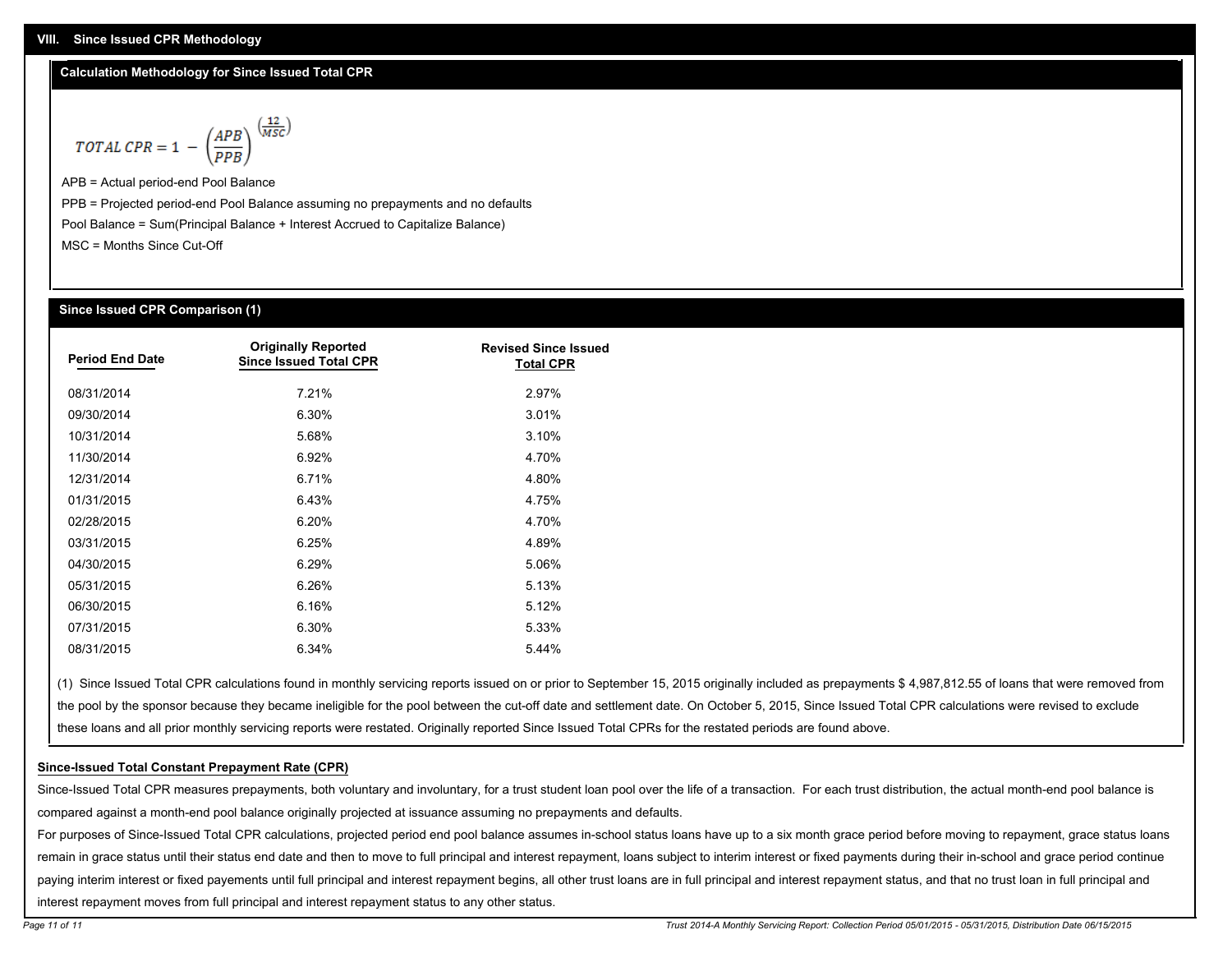## VIII. Since Issued CPR Methodology

### Calculation Methodology for Since Issued Total CPR

$$TOTAL\ CPR = 1 - \left(\frac{APB}{PPB}\right)^{\left(\frac{12}{MSC}\right)}$$

APB = Actual period-end Pool Balance

PPB = Projected period-end Pool Balance assuming no prepayments and no defaults

Pool Balance = Sum(Principal Balance + Interest Accrued to Capitalize Balance)

MSC = Months Since Cut-Off

### Since Issued CPR Comparison (1)

| Period End Date | Originally Reported Since Issued Total CPR | Revised Since Issued Total CPR |
|---|---|---|
| 08/31/2014 | 7.21% | 2.97% |
| 09/30/2014 | 6.30% | 3.01% |
| 10/31/2014 | 5.68% | 3.10% |
| 11/30/2014 | 6.92% | 4.70% |
| 12/31/2014 | 6.71% | 4.80% |
| 01/31/2015 | 6.43% | 4.75% |
| 02/28/2015 | 6.20% | 4.70% |
| 03/31/2015 | 6.25% | 4.89% |
| 04/30/2015 | 6.29% | 5.06% |
| 05/31/2015 | 6.26% | 5.13% |
| 06/30/2015 | 6.16% | 5.12% |
| 07/31/2015 | 6.30% | 5.33% |
| 08/31/2015 | 6.34% | 5.44% |

(1) Since Issued Total CPR calculations found in monthly servicing reports issued on or prior to September 15, 2015 originally included as prepayments $ 4,987,812.55 of loans that were removed from the pool by the sponsor because they became ineligible for the pool between the cut-off date and settlement date. On October 5, 2015, Since Issued Total CPR calculations were revised to exclude these loans and all prior monthly servicing reports were restated. Originally reported Since Issued Total CPRs for the restated periods are found above.

**Since-Issued Total Constant Prepayment Rate (CPR)**

Since-Issued Total CPR measures prepayments, both voluntary and involuntary, for a trust student loan pool over the life of a transaction. For each trust distribution, the actual month-end pool balance is compared against a month-end pool balance originally projected at issuance assuming no prepayments and defaults.

For purposes of Since-Issued Total CPR calculations, projected period end pool balance assumes in-school status loans have up to a six month grace period before moving to repayment, grace status loans remain in grace status until their status end date and then to move to full principal and interest repayment, loans subject to interim interest or fixed payments during their in-school and grace period continue paying interim interest or fixed payements until full principal and interest repayment begins, all other trust loans are in full principal and interest repayment status, and that no trust loan in full principal and interest repayment moves from full principal and interest repayment status to any other status.